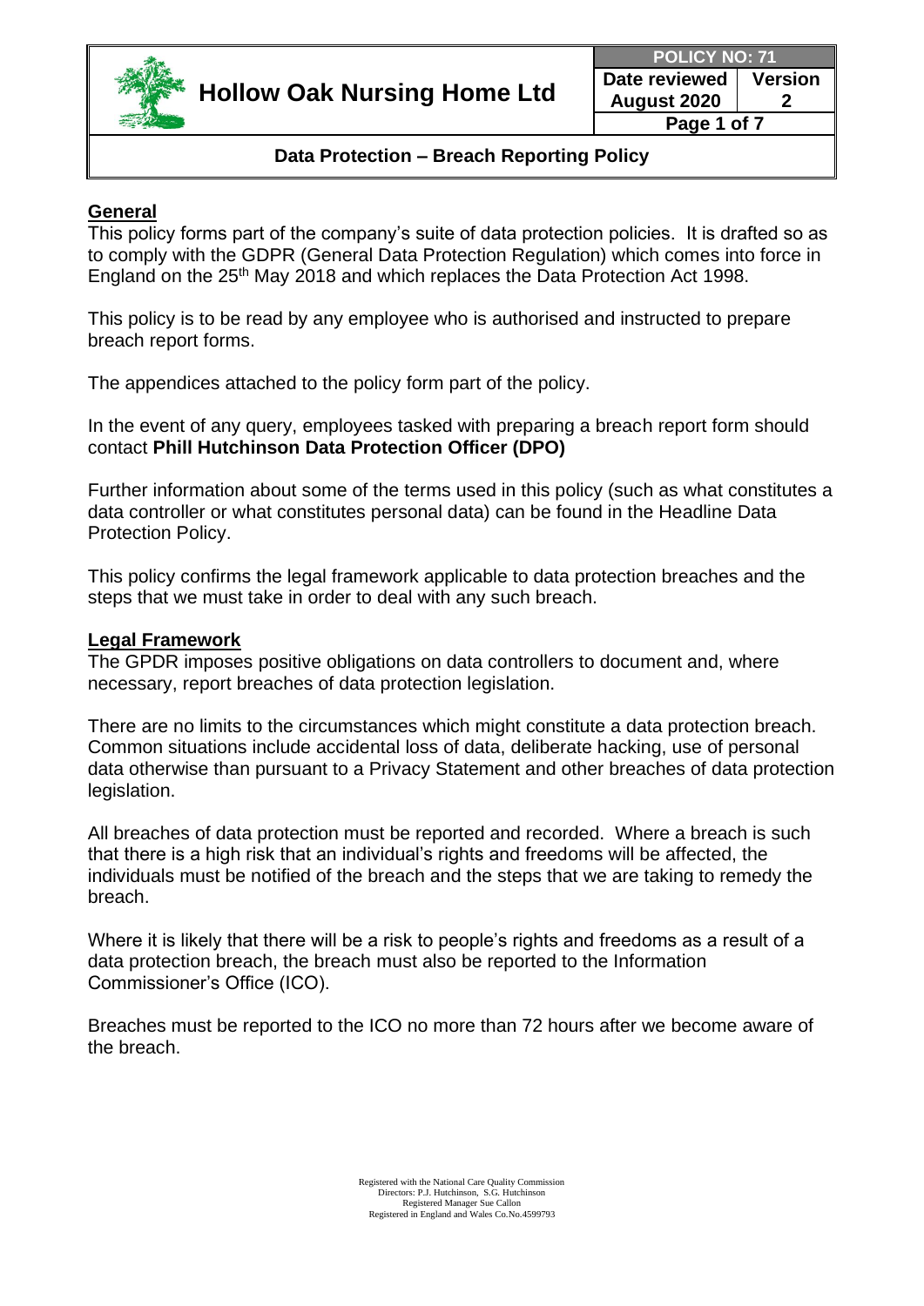# Hollow Oak Nursing Home Ltd

| POLICY NO: 71 | |
|---|---|
| Date reviewed August 2020 | Version 2 |

## Data Protection – Breach Reporting Policy

### General

This policy forms part of the company's suite of data protection policies. It is drafted so as to comply with the GDPR (General Data Protection Regulation) which comes into force in England on the 25th May 2018 and which replaces the Data Protection Act 1998.

This policy is to be read by any employee who is authorised and instructed to prepare breach report forms.

The appendices attached to the policy form part of the policy.

In the event of any query, employees tasked with preparing a breach report form should contact **Phill Hutchinson Data Protection Officer (DPO)**

Further information about some of the terms used in this policy (such as what constitutes a data controller or what constitutes personal data) can be found in the Headline Data Protection Policy.

This policy confirms the legal framework applicable to data protection breaches and the steps that we must take in order to deal with any such breach.

### Legal Framework

The GPDR imposes positive obligations on data controllers to document and, where necessary, report breaches of data protection legislation.

There are no limits to the circumstances which might constitute a data protection breach. Common situations include accidental loss of data, deliberate hacking, use of personal data otherwise than pursuant to a Privacy Statement and other breaches of data protection legislation.

All breaches of data protection must be reported and recorded. Where a breach is such that there is a high risk that an individual's rights and freedoms will be affected, the individuals must be notified of the breach and the steps that we are taking to remedy the breach.

Where it is likely that there will be a risk to people's rights and freedoms as a result of a data protection breach, the breach must also be reported to the Information Commissioner's Office (ICO).

Breaches must be reported to the ICO no more than 72 hours after we become aware of the breach.

Registered with the National Care Quality Commission
Directors: P.J. Hutchinson, S.G. Hutchinson
Registered Manager Sue Callon
Registered in England and Wales Co.No.4599793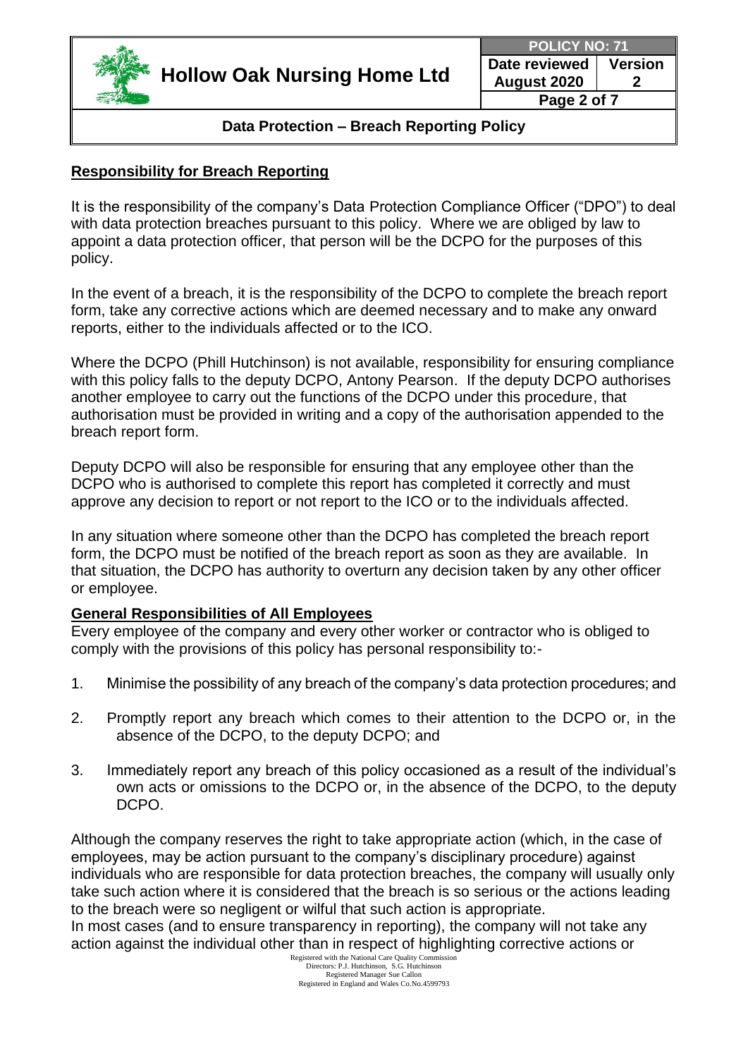## Responsibility for Breach Reporting

It is the responsibility of the company's Data Protection Compliance Officer ("DPO") to deal with data protection breaches pursuant to this policy. Where we are obliged by law to appoint a data protection officer, that person will be the DCPO for the purposes of this policy.

In the event of a breach, it is the responsibility of the DCPO to complete the breach report form, take any corrective actions which are deemed necessary and to make any onward reports, either to the individuals affected or to the ICO.

Where the DCPO (Phill Hutchinson) is not available, responsibility for ensuring compliance with this policy falls to the deputy DCPO, Antony Pearson. If the deputy DCPO authorises another employee to carry out the functions of the DCPO under this procedure, that authorisation must be provided in writing and a copy of the authorisation appended to the breach report form.

Deputy DCPO will also be responsible for ensuring that any employee other than the DCPO who is authorised to complete this report has completed it correctly and must approve any decision to report or not report to the ICO or to the individuals affected.

In any situation where someone other than the DCPO has completed the breach report form, the DCPO must be notified of the breach report as soon as they are available. In that situation, the DCPO has authority to overturn any decision taken by any other officer or employee.

## General Responsibilities of All Employees

Every employee of the company and every other worker or contractor who is obliged to comply with the provisions of this policy has personal responsibility to:-

1. Minimise the possibility of any breach of the company's data protection procedures; and
2. Promptly report any breach which comes to their attention to the DCPO or, in the absence of the DCPO, to the deputy DCPO; and
3. Immediately report any breach of this policy occasioned as a result of the individual's own acts or omissions to the DCPO or, in the absence of the DCPO, to the deputy DCPO.

Although the company reserves the right to take appropriate action (which, in the case of employees, may be action pursuant to the company's disciplinary procedure) against individuals who are responsible for data protection breaches, the company will usually only take such action where it is considered that the breach is so serious or the actions leading to the breach were so negligent or wilful that such action is appropriate.

In most cases (and to ensure transparency in reporting), the company will not take any action against the individual other than in respect of highlighting corrective actions or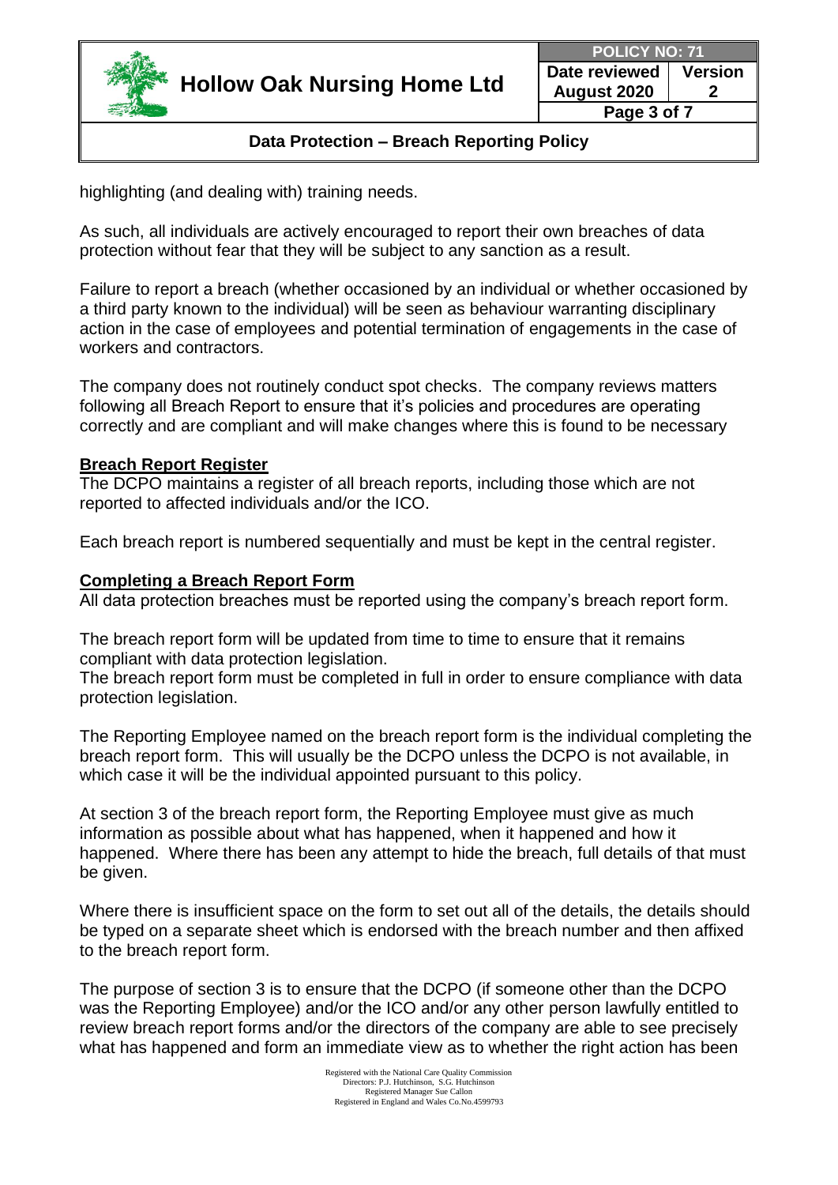highlighting (and dealing with) training needs.

As such, all individuals are actively encouraged to report their own breaches of data protection without fear that they will be subject to any sanction as a result.

Failure to report a breach (whether occasioned by an individual or whether occasioned by a third party known to the individual) will be seen as behaviour warranting disciplinary action in the case of employees and potential termination of engagements in the case of workers and contractors.

The company does not routinely conduct spot checks. The company reviews matters following all Breach Report to ensure that it's policies and procedures are operating correctly and are compliant and will make changes where this is found to be necessary

**Breach Report Register**

The DCPO maintains a register of all breach reports, including those which are not reported to affected individuals and/or the ICO.

Each breach report is numbered sequentially and must be kept in the central register.

**Completing a Breach Report Form**

All data protection breaches must be reported using the company's breach report form.

The breach report form will be updated from time to time to ensure that it remains compliant with data protection legislation.
The breach report form must be completed in full in order to ensure compliance with data protection legislation.

The Reporting Employee named on the breach report form is the individual completing the breach report form. This will usually be the DCPO unless the DCPO is not available, in which case it will be the individual appointed pursuant to this policy.

At section 3 of the breach report form, the Reporting Employee must give as much information as possible about what has happened, when it happened and how it happened. Where there has been any attempt to hide the breach, full details of that must be given.

Where there is insufficient space on the form to set out all of the details, the details should be typed on a separate sheet which is endorsed with the breach number and then affixed to the breach report form.

The purpose of section 3 is to ensure that the DCPO (if someone other than the DCPO was the Reporting Employee) and/or the ICO and/or any other person lawfully entitled to review breach report forms and/or the directors of the company are able to see precisely what has happened and form an immediate view as to whether the right action has been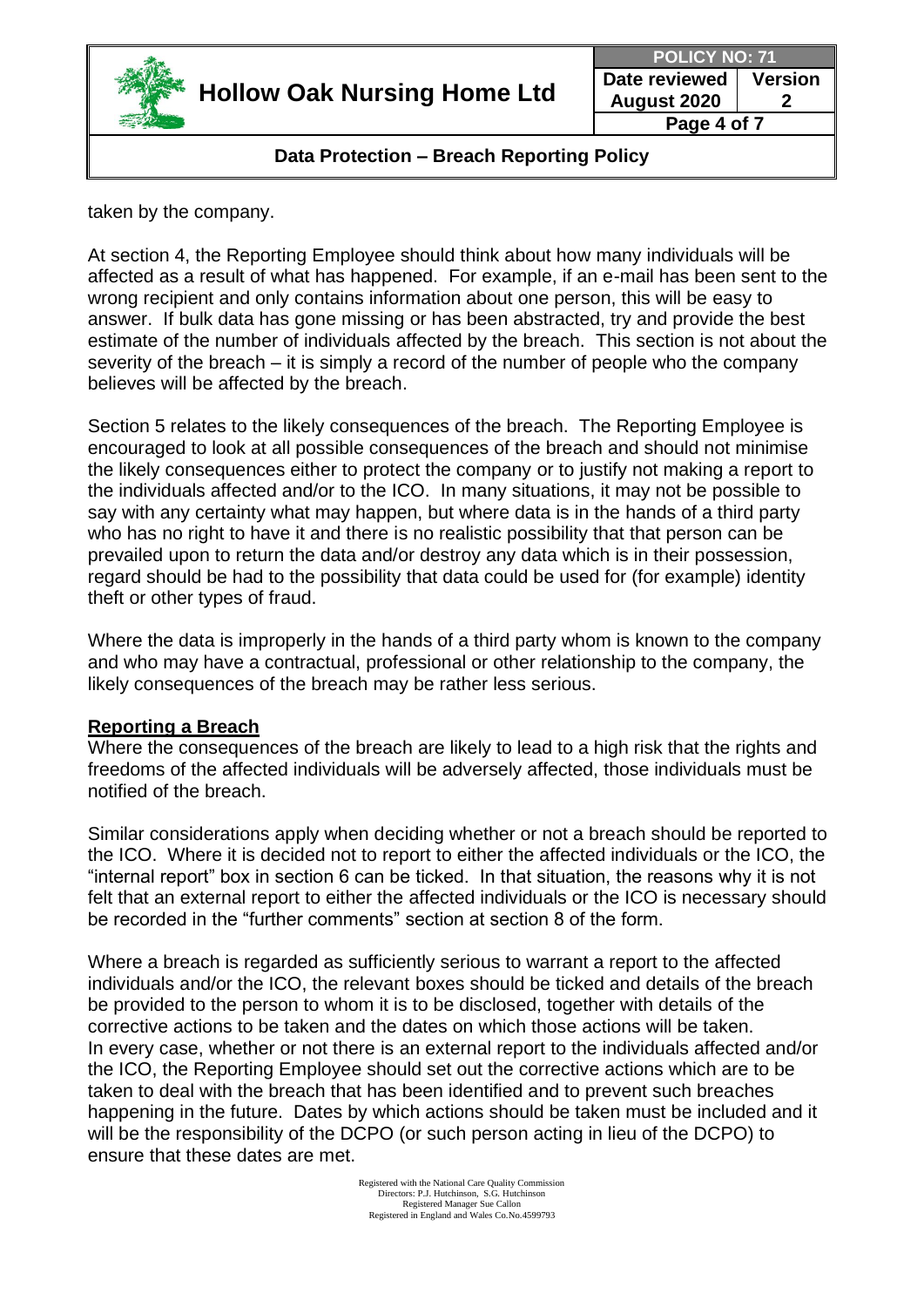taken by the company.

At section 4, the Reporting Employee should think about how many individuals will be affected as a result of what has happened. For example, if an e-mail has been sent to the wrong recipient and only contains information about one person, this will be easy to answer. If bulk data has gone missing or has been abstracted, try and provide the best estimate of the number of individuals affected by the breach. This section is not about the severity of the breach – it is simply a record of the number of people who the company believes will be affected by the breach.

Section 5 relates to the likely consequences of the breach. The Reporting Employee is encouraged to look at all possible consequences of the breach and should not minimise the likely consequences either to protect the company or to justify not making a report to the individuals affected and/or to the ICO. In many situations, it may not be possible to say with any certainty what may happen, but where data is in the hands of a third party who has no right to have it and there is no realistic possibility that that person can be prevailed upon to return the data and/or destroy any data which is in their possession, regard should be had to the possibility that data could be used for (for example) identity theft or other types of fraud.

Where the data is improperly in the hands of a third party whom is known to the company and who may have a contractual, professional or other relationship to the company, the likely consequences of the breach may be rather less serious.

**Reporting a Breach**

Where the consequences of the breach are likely to lead to a high risk that the rights and freedoms of the affected individuals will be adversely affected, those individuals must be notified of the breach.

Similar considerations apply when deciding whether or not a breach should be reported to the ICO. Where it is decided not to report to either the affected individuals or the ICO, the "internal report" box in section 6 can be ticked. In that situation, the reasons why it is not felt that an external report to either the affected individuals or the ICO is necessary should be recorded in the "further comments" section at section 8 of the form.

Where a breach is regarded as sufficiently serious to warrant a report to the affected individuals and/or the ICO, the relevant boxes should be ticked and details of the breach be provided to the person to whom it is to be disclosed, together with details of the corrective actions to be taken and the dates on which those actions will be taken.
In every case, whether or not there is an external report to the individuals affected and/or the ICO, the Reporting Employee should set out the corrective actions which are to be taken to deal with the breach that has been identified and to prevent such breaches happening in the future. Dates by which actions should be taken must be included and it will be the responsibility of the DCPO (or such person acting in lieu of the DCPO) to ensure that these dates are met.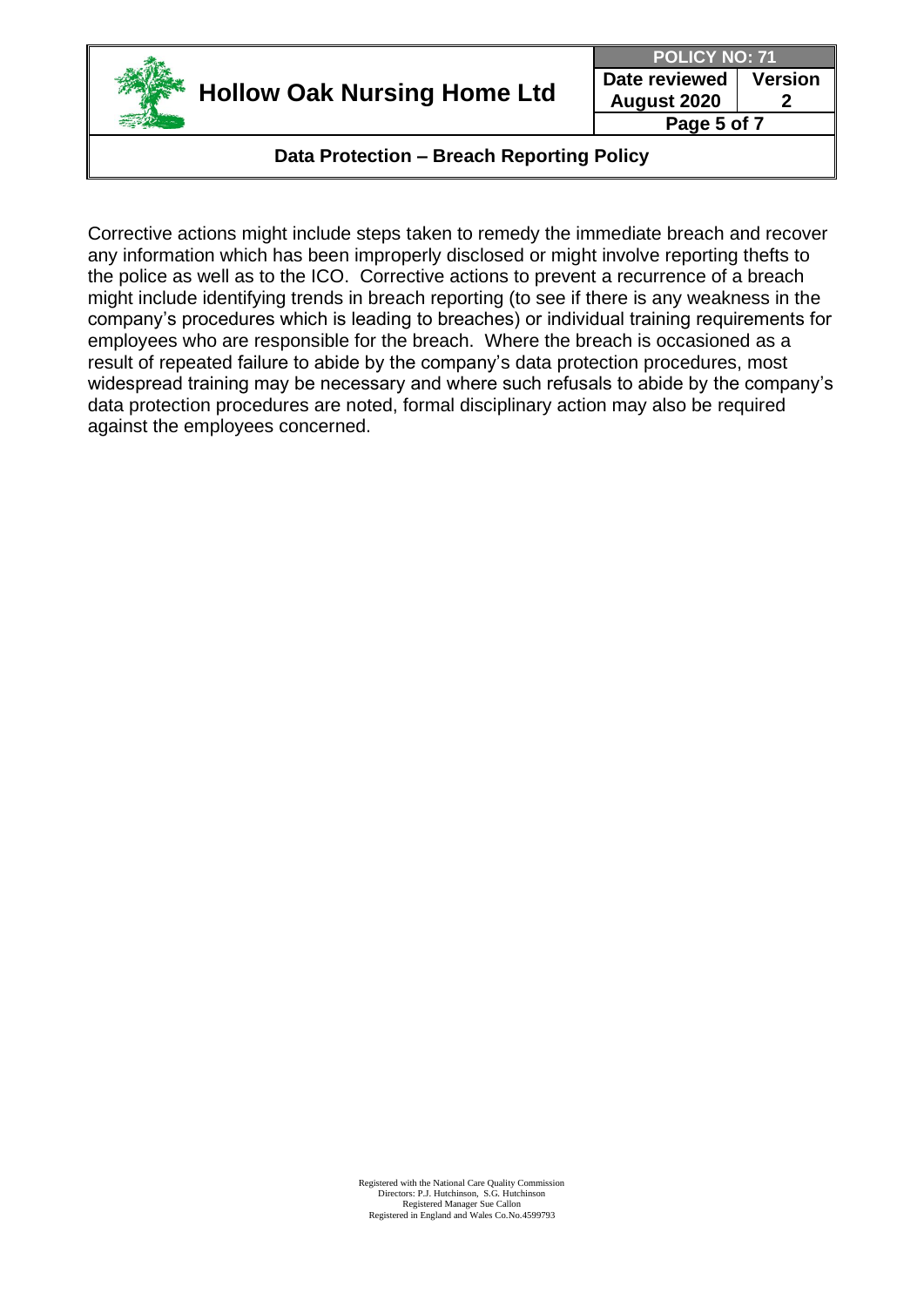Corrective actions might include steps taken to remedy the immediate breach and recover any information which has been improperly disclosed or might involve reporting thefts to the police as well as to the ICO. Corrective actions to prevent a recurrence of a breach might include identifying trends in breach reporting (to see if there is any weakness in the company's procedures which is leading to breaches) or individual training requirements for employees who are responsible for the breach. Where the breach is occasioned as a result of repeated failure to abide by the company's data protection procedures, most widespread training may be necessary and where such refusals to abide by the company's data protection procedures are noted, formal disciplinary action may also be required against the employees concerned.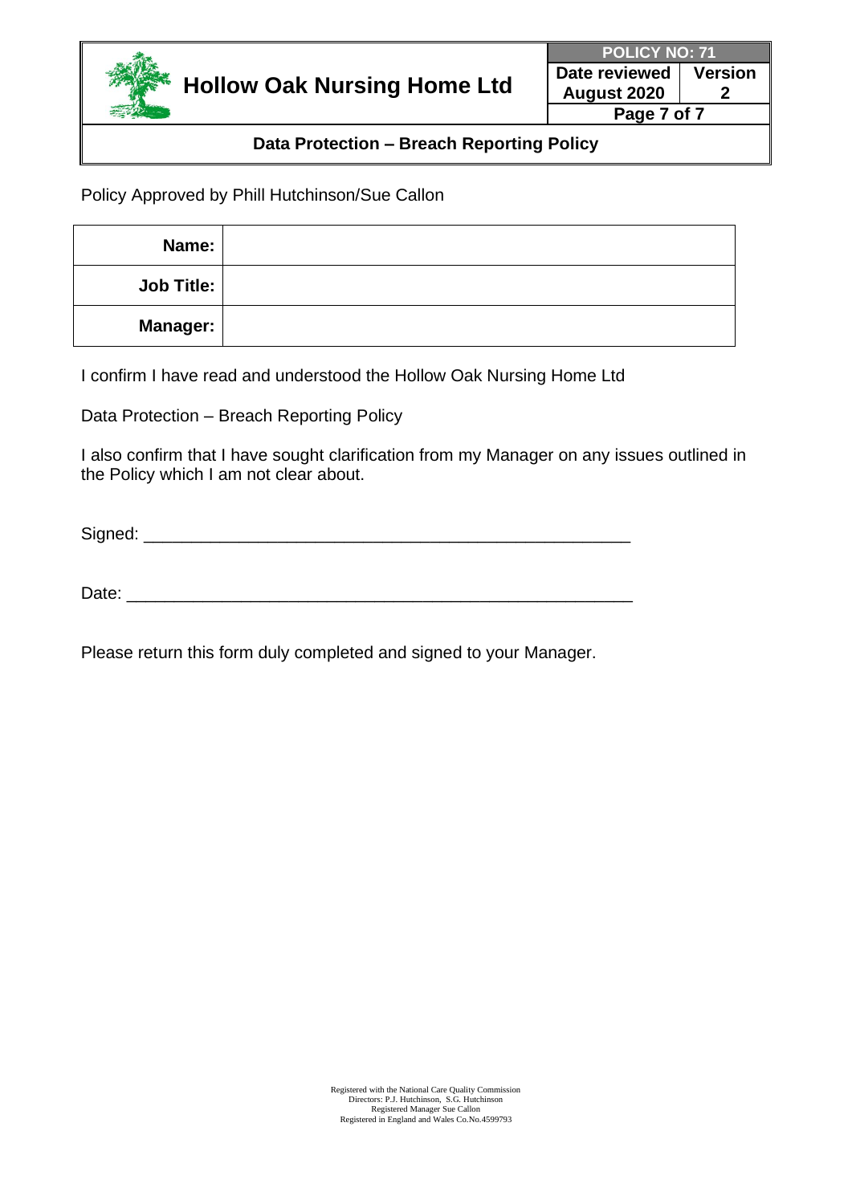Policy Approved by Phill Hutchinson/Sue Callon

| | |
|---|---|
| **Name:** | |
| **Job Title:** | |
| **Manager:** | |

I confirm I have read and understood the Hollow Oak Nursing Home Ltd

Data Protection – Breach Reporting Policy

I also confirm that I have sought clarification from my Manager on any issues outlined in the Policy which I am not clear about.

Signed: ____________________________________________________

Date: ______________________________________________________

Please return this form duly completed and signed to your Manager.